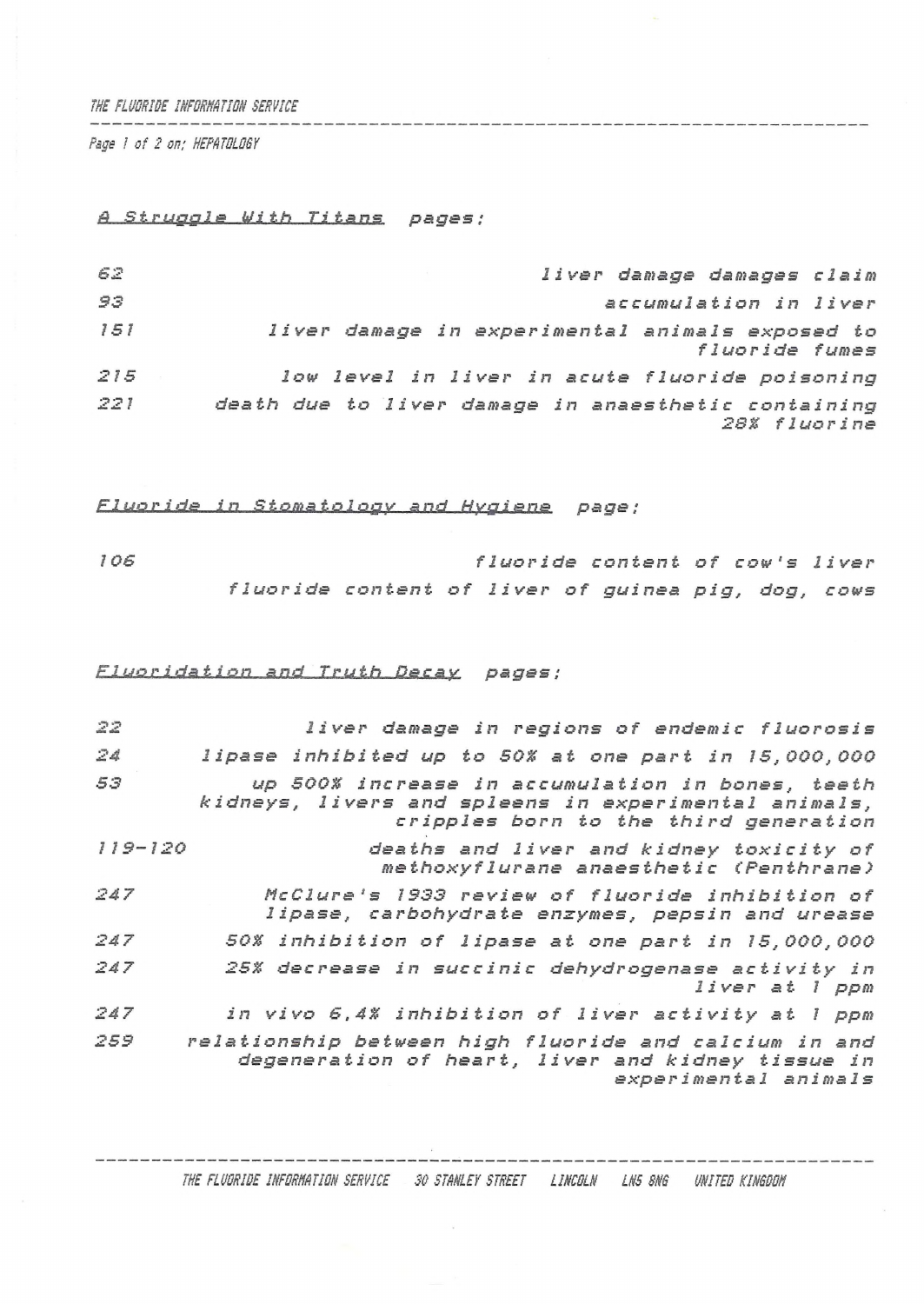# THE FLUORIDE INFORMATION SERVICE

Page 1 of 2 on; HEPATOLOGY

## *A Struggle With Titans* pages:

| | |
|---|---|
| 62 | liver damage damages claim |
| 93 | accumulation in liver |
| 151 | liver damage in experimental animals exposed to fluoride fumes |
| 215 | low level in liver in acute fluoride poisoning |
| 221 | death due to liver damage in anaesthetic containing 28% fluorine |

## *Fluoride in Stomatology and Hygiene* page:

| | |
|---|---|
| 106 | fluoride content of cow's liver |
| | fluoride content of liver of guinea pig, dog, cows |

## *Fluoridation and Truth Decay* pages:

| | |
|---|---|
| 22 | liver damage in regions of endemic fluorosis |
| 24 | lipase inhibited up to 50% at one part in 15,000,000 |
| 53 | up 500% increase in accumulation in bones, teeth kidneys, livers and spleens in experimental animals, cripples born to the third generation |
| 119-120 | deaths and liver and kidney toxicity of methoxyflurane anaesthetic (Penthrane) |
| 247 | McClure's 1933 review of fluoride inhibition of lipase, carbohydrate enzymes, pepsin and urease |
| 247 | 50% inhibition of lipase at one part in 15,000,000 |
| 247 | 25% decrease in succinic dehydrogenase activity in liver at 1 ppm |
| 247 | in vivo 6,4% inhibition of liver activity at 1 ppm |
| 259 | relationship between high fluoride and calcium in and degeneration of heart, liver and kidney tissue in experimental animals |

THE FLUORIDE INFORMATION SERVICE 30 STANLEY STREET LINCOLN LN5 8NG UNITED KINGDOM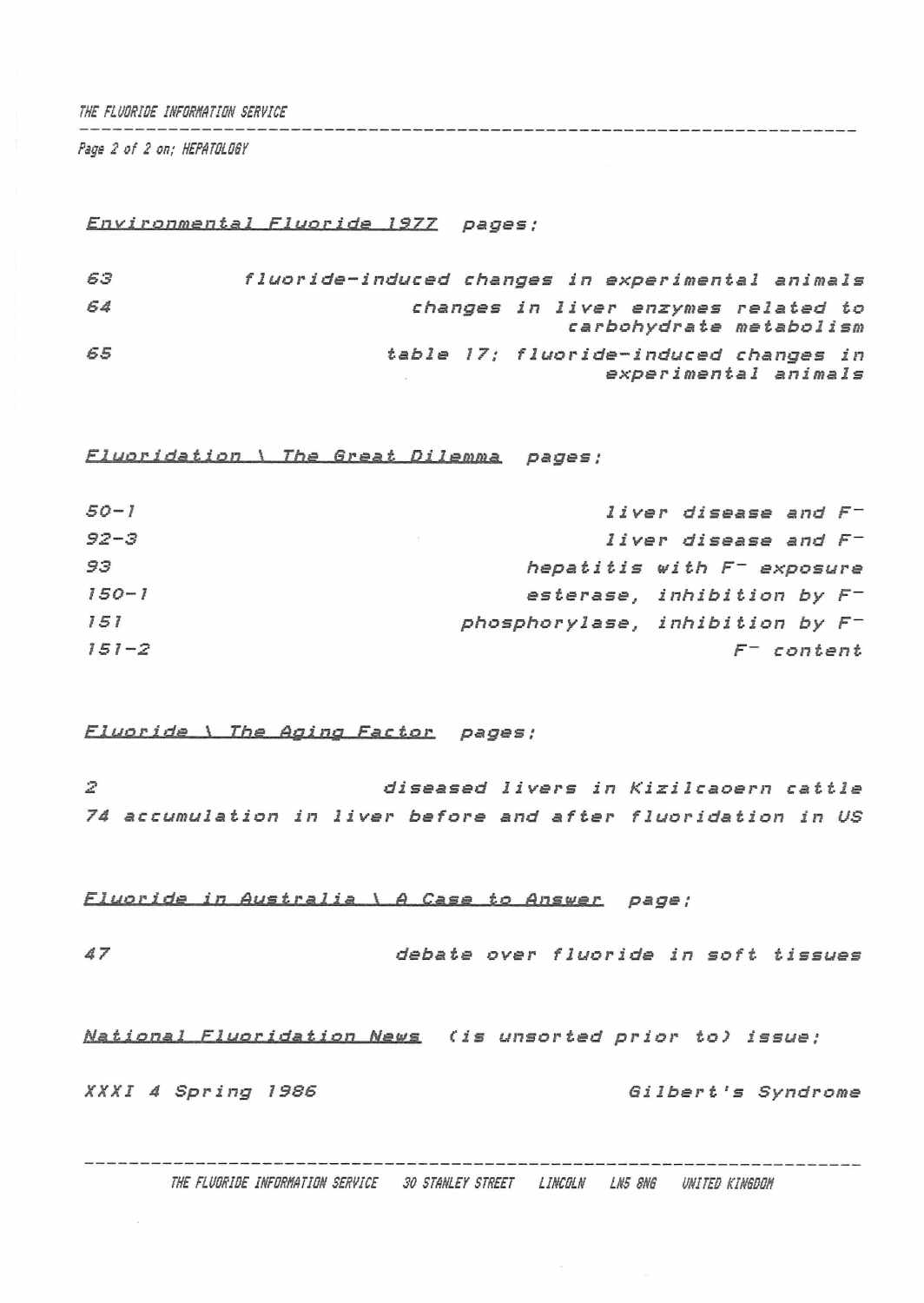Environmental Fluoride 1977 pages:

| | |
|---|---|
| 63 | fluoride-induced changes in experimental animals |
| 64 | changes in liver enzymes related to carbohydrate metabolism |
| 65 | table 17: fluoride-induced changes in experimental animals |

Fluoridation \ The Great Dilemma pages:

| | |
|---|---|
| 50-1 | liver disease and $F^-$ |
| 92-3 | liver disease and $F^-$ |
| 93 | hepatitis with $F^-$ exposure |
| 150-1 | esterase, inhibition by $F^-$ |
| 151 | phosphorylase, inhibition by $F^-$ |
| 151-2 | $F^-$ content |

Fluoride \ The Aging Factor pages:

| | |
|---|---|
| 2 | diseased livers in Kizilcaoern cattle |
| 74 | accumulation in liver before and after fluoridation in US |

Fluoride in Australia \ A Case to Answer page:

| | |
|---|---|
| 47 | debate over fluoride in soft tissues |

National Fluoridation News (is unsorted prior to) issue:

| | |
|---|---|
| XXXI 4 Spring 1986 | Gilbert's Syndrome |